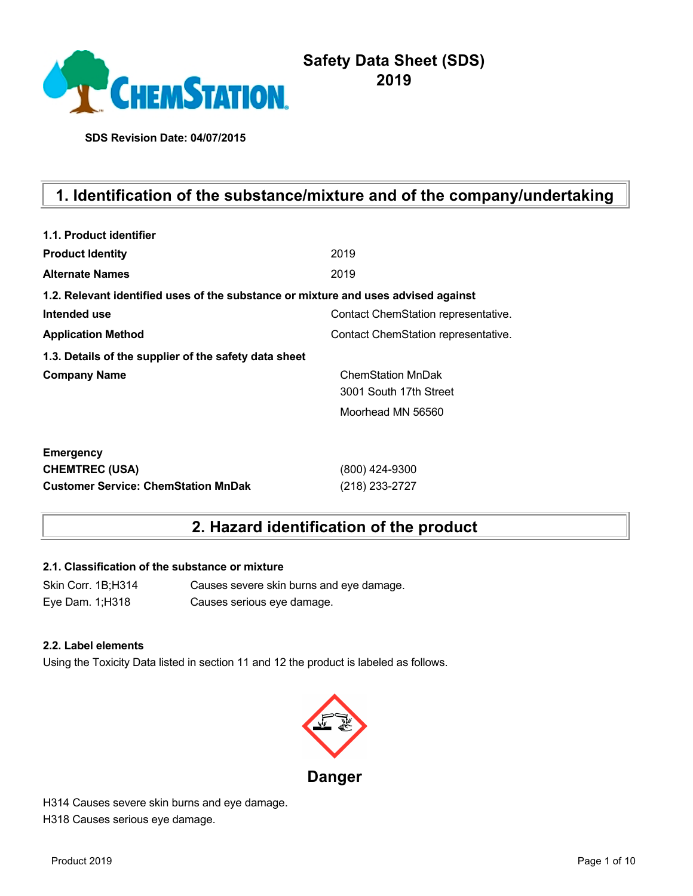# Safety Data Sheet (SDS)
# 2019

**SDS Revision Date: 04/07/2015**

## 1. Identification of the substance/mixture and of the company/undertaking

**1.1. Product identifier**

| | |
|---|---|
| **Product Identity** | 2019 |
| **Alternate Names** | 2019 |

**1.2. Relevant identified uses of the substance or mixture and uses advised against**

| | |
|---|---|
| **Intended use** | Contact ChemStation representative. |
| **Application Method** | Contact ChemStation representative. |

**1.3. Details of the supplier of the safety data sheet**

| | |
|---|---|
| **Company Name** | ChemStation MnDak<br>3001 South 17th Street<br>Moorhead MN 56560 |

| | |
|---|---|
| **Emergency** | |
| **CHEMTREC (USA)** | (800) 424-9300 |
| **Customer Service: ChemStation MnDak** | (218) 233-2727 |

## 2. Hazard identification of the product

**2.1. Classification of the substance or mixture**

| | |
|---|---|
| Skin Corr. 1B;H314 | Causes severe skin burns and eye damage. |
| Eye Dam. 1;H318 | Causes serious eye damage. |

**2.2. Label elements**

Using the Toxicity Data listed in section 11 and 12 the product is labeled as follows.

**Danger**

H314 Causes severe skin burns and eye damage.
H318 Causes serious eye damage.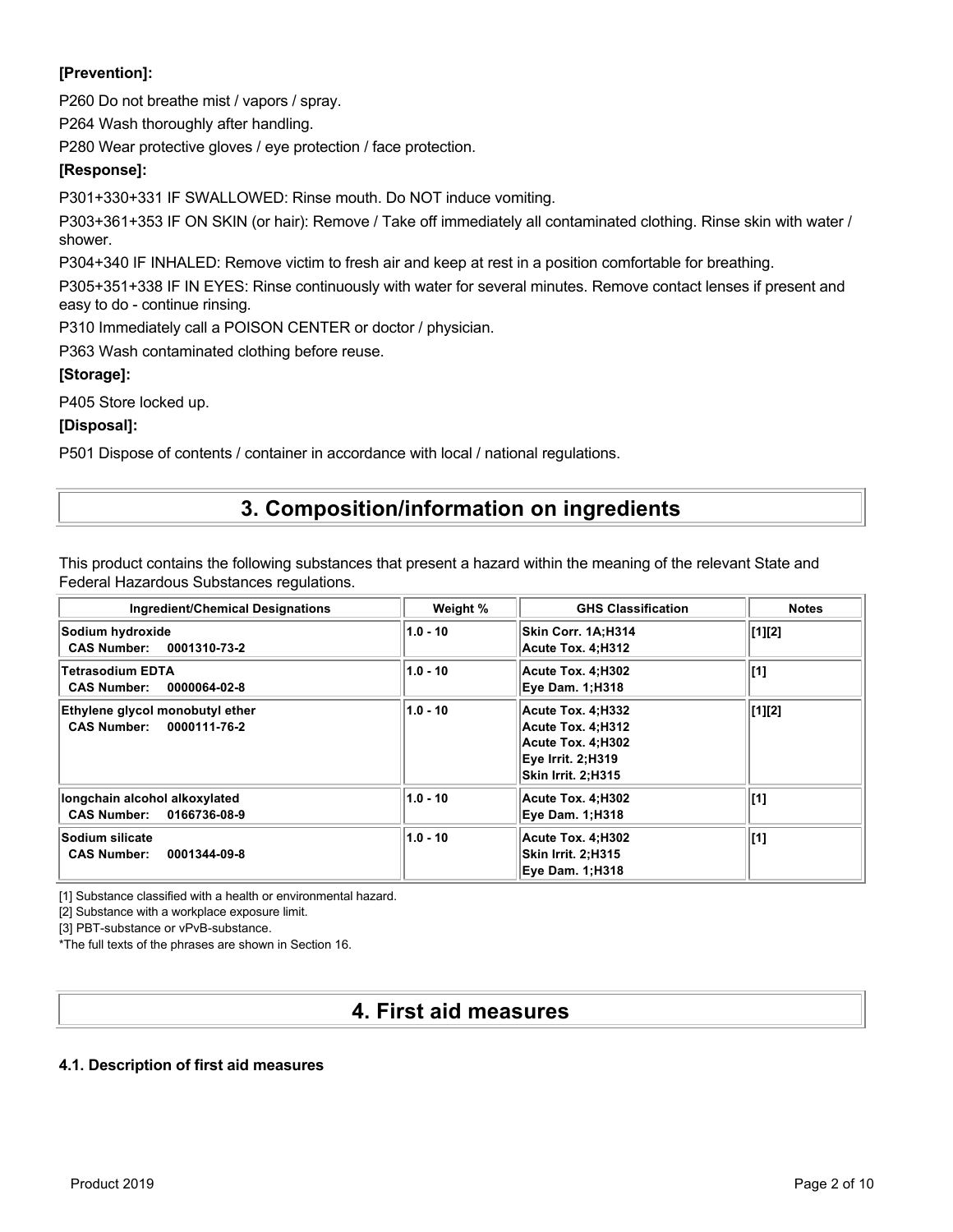**[Prevention]:**

P260 Do not breathe mist / vapors / spray.

P264 Wash thoroughly after handling.

P280 Wear protective gloves / eye protection / face protection.

**[Response]:**

P301+330+331 IF SWALLOWED: Rinse mouth. Do NOT induce vomiting.

P303+361+353 IF ON SKIN (or hair): Remove / Take off immediately all contaminated clothing. Rinse skin with water / shower.

P304+340 IF INHALED: Remove victim to fresh air and keep at rest in a position comfortable for breathing.

P305+351+338 IF IN EYES: Rinse continuously with water for several minutes. Remove contact lenses if present and easy to do - continue rinsing.

P310 Immediately call a POISON CENTER or doctor / physician.

P363 Wash contaminated clothing before reuse.

**[Storage]:**

P405 Store locked up.

**[Disposal]:**

P501 Dispose of contents / container in accordance with local / national regulations.

## 3. Composition/information on ingredients

This product contains the following substances that present a hazard within the meaning of the relevant State and Federal Hazardous Substances regulations.

| Ingredient/Chemical Designations | Weight % | GHS Classification | Notes |
|---|---|---|---|
| **Sodium hydroxide**<br>**CAS Number: 0001310-73-2** | **1.0 - 10** | **Skin Corr. 1A;H314**<br>**Acute Tox. 4;H312** | **[1][2]** |
| **Tetrasodium EDTA**<br>**CAS Number: 0000064-02-8** | **1.0 - 10** | **Acute Tox. 4;H302**<br>**Eye Dam. 1;H318** | **[1]** |
| **Ethylene glycol monobutyl ether**<br>**CAS Number: 0000111-76-2** | **1.0 - 10** | **Acute Tox. 4;H332**<br>**Acute Tox. 4;H312**<br>**Acute Tox. 4;H302**<br>**Eye Irrit. 2;H319**<br>**Skin Irrit. 2;H315** | **[1][2]** |
| **longchain alcohol alkoxylated**<br>**CAS Number: 0166736-08-9** | **1.0 - 10** | **Acute Tox. 4;H302**<br>**Eye Dam. 1;H318** | **[1]** |
| **Sodium silicate**<br>**CAS Number: 0001344-09-8** | **1.0 - 10** | **Acute Tox. 4;H302**<br>**Skin Irrit. 2;H315**<br>**Eye Dam. 1;H318** | **[1]** |

[1] Substance classified with a health or environmental hazard.

[2] Substance with a workplace exposure limit.

[3] PBT-substance or vPvB-substance.

*The full texts of the phrases are shown in Section 16.

## 4. First aid measures

### 4.1. Description of first aid measures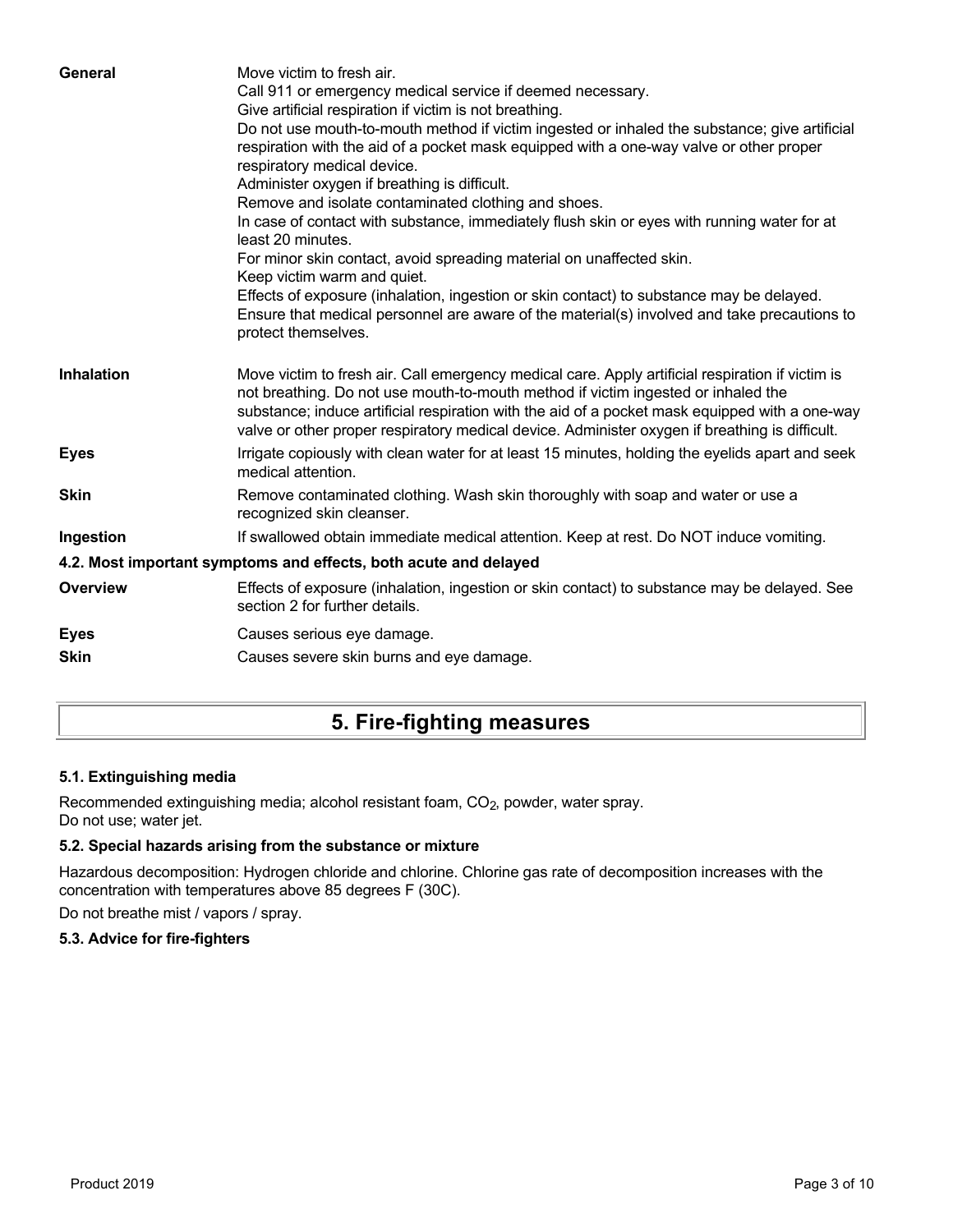| | |
|---|---|
| **General** | Move victim to fresh air.<br>Call 911 or emergency medical service if deemed necessary.<br>Give artificial respiration if victim is not breathing.<br>Do not use mouth-to-mouth method if victim ingested or inhaled the substance; give artificial respiration with the aid of a pocket mask equipped with a one-way valve or other proper respiratory medical device.<br>Administer oxygen if breathing is difficult.<br>Remove and isolate contaminated clothing and shoes.<br>In case of contact with substance, immediately flush skin or eyes with running water for at least 20 minutes.<br>For minor skin contact, avoid spreading material on unaffected skin.<br>Keep victim warm and quiet.<br>Effects of exposure (inhalation, ingestion or skin contact) to substance may be delayed.<br>Ensure that medical personnel are aware of the material(s) involved and take precautions to protect themselves. |
| **Inhalation** | Move victim to fresh air. Call emergency medical care. Apply artificial respiration if victim is not breathing. Do not use mouth-to-mouth method if victim ingested or inhaled the substance; induce artificial respiration with the aid of a pocket mask equipped with a one-way valve or other proper respiratory medical device. Administer oxygen if breathing is difficult. |
| **Eyes** | Irrigate copiously with clean water for at least 15 minutes, holding the eyelids apart and seek medical attention. |
| **Skin** | Remove contaminated clothing. Wash skin thoroughly with soap and water or use a recognized skin cleanser. |
| **Ingestion** | If swallowed obtain immediate medical attention. Keep at rest. Do NOT induce vomiting. |

### 4.2. Most important symptoms and effects, both acute and delayed

| | |
|---|---|
| **Overview** | Effects of exposure (inhalation, ingestion or skin contact) to substance may be delayed. See section 2 for further details. |
| **Eyes** | Causes serious eye damage. |
| **Skin** | Causes severe skin burns and eye damage. |

## 5. Fire-fighting measures

### 5.1. Extinguishing media

Recommended extinguishing media; alcohol resistant foam, $CO_2$, powder, water spray.
Do not use; water jet.

### 5.2. Special hazards arising from the substance or mixture

Hazardous decomposition: Hydrogen chloride and chlorine. Chlorine gas rate of decomposition increases with the concentration with temperatures above 85 degrees F (30C).

Do not breathe mist / vapors / spray.

### 5.3. Advice for fire-fighters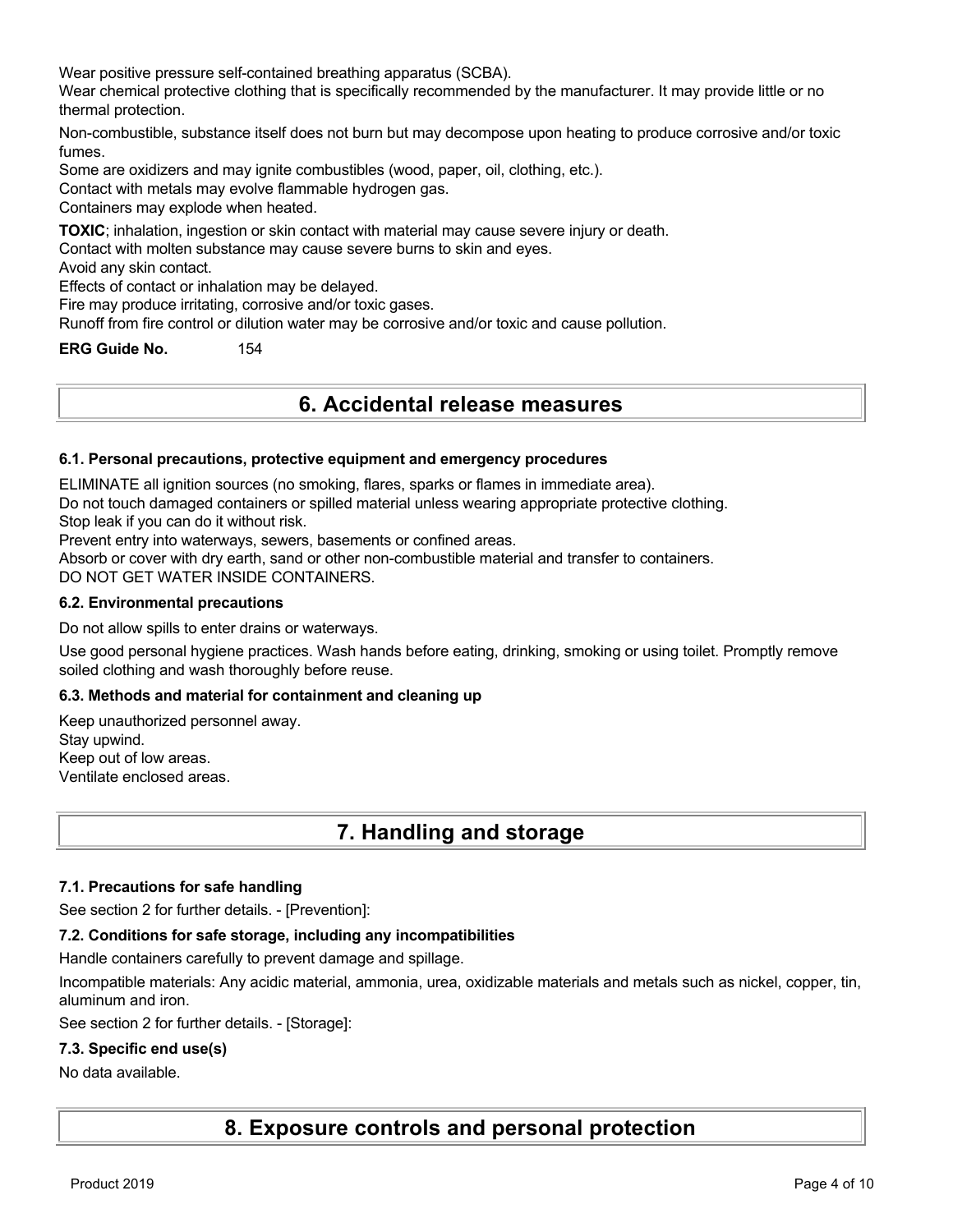Wear positive pressure self-contained breathing apparatus (SCBA).

Wear chemical protective clothing that is specifically recommended by the manufacturer. It may provide little or no thermal protection.

Non-combustible, substance itself does not burn but may decompose upon heating to produce corrosive and/or toxic fumes.

Some are oxidizers and may ignite combustibles (wood, paper, oil, clothing, etc.).

Contact with metals may evolve flammable hydrogen gas.

Containers may explode when heated.

**TOXIC**; inhalation, ingestion or skin contact with material may cause severe injury or death.

Contact with molten substance may cause severe burns to skin and eyes.

Avoid any skin contact.

Effects of contact or inhalation may be delayed.

Fire may produce irritating, corrosive and/or toxic gases.

Runoff from fire control or dilution water may be corrosive and/or toxic and cause pollution.

**ERG Guide No.** 154

# 6. Accidental release measures

### 6.1. Personal precautions, protective equipment and emergency procedures

ELIMINATE all ignition sources (no smoking, flares, sparks or flames in immediate area).

Do not touch damaged containers or spilled material unless wearing appropriate protective clothing.

Stop leak if you can do it without risk.

Prevent entry into waterways, sewers, basements or confined areas.

Absorb or cover with dry earth, sand or other non-combustible material and transfer to containers.

DO NOT GET WATER INSIDE CONTAINERS.

### 6.2. Environmental precautions

Do not allow spills to enter drains or waterways.

Use good personal hygiene practices. Wash hands before eating, drinking, smoking or using toilet. Promptly remove soiled clothing and wash thoroughly before reuse.

### 6.3. Methods and material for containment and cleaning up

Keep unauthorized personnel away.

Stay upwind.

Keep out of low areas.

Ventilate enclosed areas.

# 7. Handling and storage

### 7.1. Precautions for safe handling

See section 2 for further details. - [Prevention]:

### 7.2. Conditions for safe storage, including any incompatibilities

Handle containers carefully to prevent damage and spillage.

Incompatible materials: Any acidic material, ammonia, urea, oxidizable materials and metals such as nickel, copper, tin, aluminum and iron.

See section 2 for further details. - [Storage]:

### 7.3. Specific end use(s)

No data available.

# 8. Exposure controls and personal protection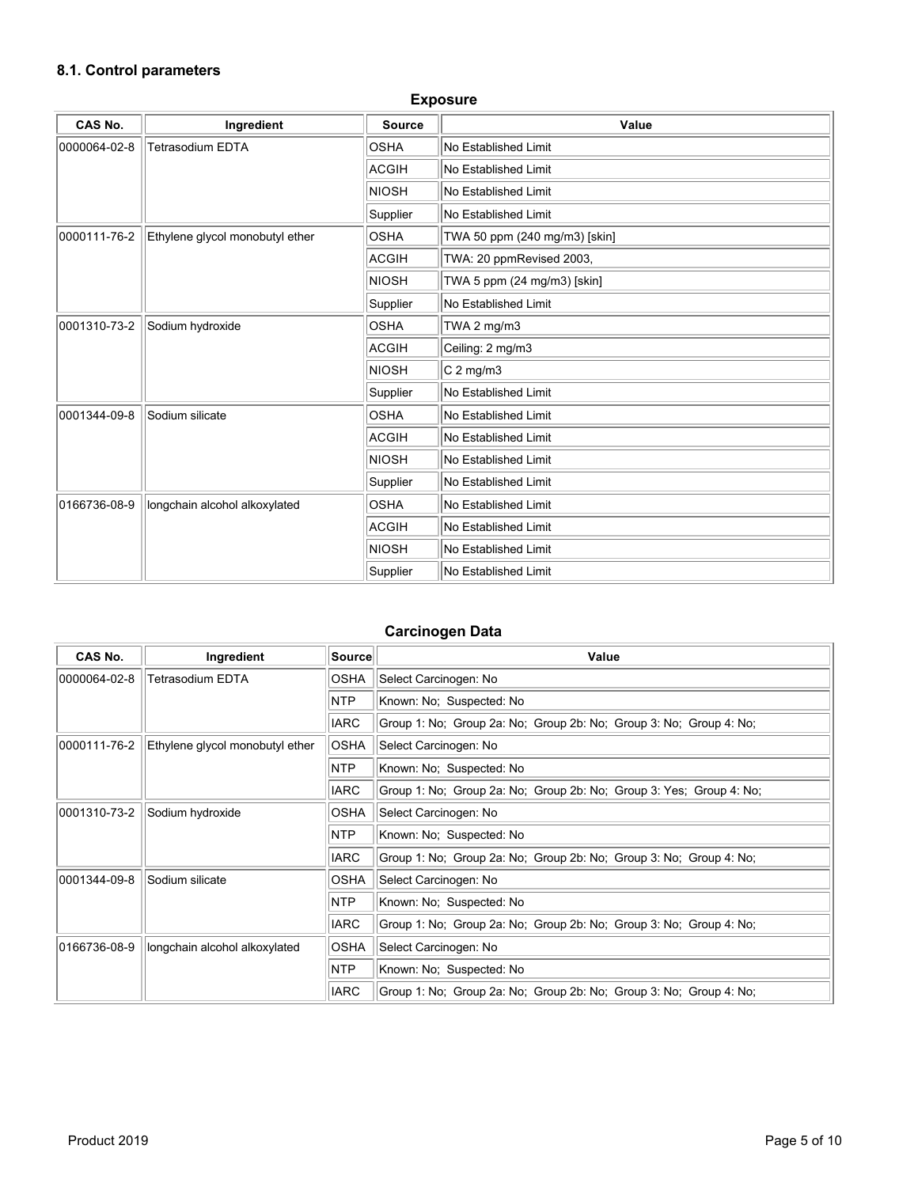### 8.1. Control parameters

**Exposure**

| CAS No. | Ingredient | Source | Value |
|---|---|---|---|
| 0000064-02-8 | Tetrasodium EDTA | OSHA | No Established Limit |
| | | ACGIH | No Established Limit |
| | | NIOSH | No Established Limit |
| | | Supplier | No Established Limit |
| 0000111-76-2 | Ethylene glycol monobutyl ether | OSHA | TWA 50 ppm (240 mg/m3) [skin] |
| | | ACGIH | TWA: 20 ppmRevised 2003, |
| | | NIOSH | TWA 5 ppm (24 mg/m3) [skin] |
| | | Supplier | No Established Limit |
| 0001310-73-2 | Sodium hydroxide | OSHA | TWA 2 mg/m3 |
| | | ACGIH | Ceiling: 2 mg/m3 |
| | | NIOSH | C 2 mg/m3 |
| | | Supplier | No Established Limit |
| 0001344-09-8 | Sodium silicate | OSHA | No Established Limit |
| | | ACGIH | No Established Limit |
| | | NIOSH | No Established Limit |
| | | Supplier | No Established Limit |
| 0166736-08-9 | longchain alcohol alkoxylated | OSHA | No Established Limit |
| | | ACGIH | No Established Limit |
| | | NIOSH | No Established Limit |
| | | Supplier | No Established Limit |

**Carcinogen Data**

| CAS No. | Ingredient | Source | Value |
|---|---|---|---|
| 0000064-02-8 | Tetrasodium EDTA | OSHA | Select Carcinogen: No |
| | | NTP | Known: No; Suspected: No |
| | | IARC | Group 1: No; Group 2a: No; Group 2b: No; Group 3: No; Group 4: No; |
| 0000111-76-2 | Ethylene glycol monobutyl ether | OSHA | Select Carcinogen: No |
| | | NTP | Known: No; Suspected: No |
| | | IARC | Group 1: No; Group 2a: No; Group 2b: No; Group 3: Yes; Group 4: No; |
| 0001310-73-2 | Sodium hydroxide | OSHA | Select Carcinogen: No |
| | | NTP | Known: No; Suspected: No |
| | | IARC | Group 1: No; Group 2a: No; Group 2b: No; Group 3: No; Group 4: No; |
| 0001344-09-8 | Sodium silicate | OSHA | Select Carcinogen: No |
| | | NTP | Known: No; Suspected: No |
| | | IARC | Group 1: No; Group 2a: No; Group 2b: No; Group 3: No; Group 4: No; |
| 0166736-08-9 | longchain alcohol alkoxylated | OSHA | Select Carcinogen: No |
| | | NTP | Known: No; Suspected: No |
| | | IARC | Group 1: No; Group 2a: No; Group 2b: No; Group 3: No; Group 4: No; |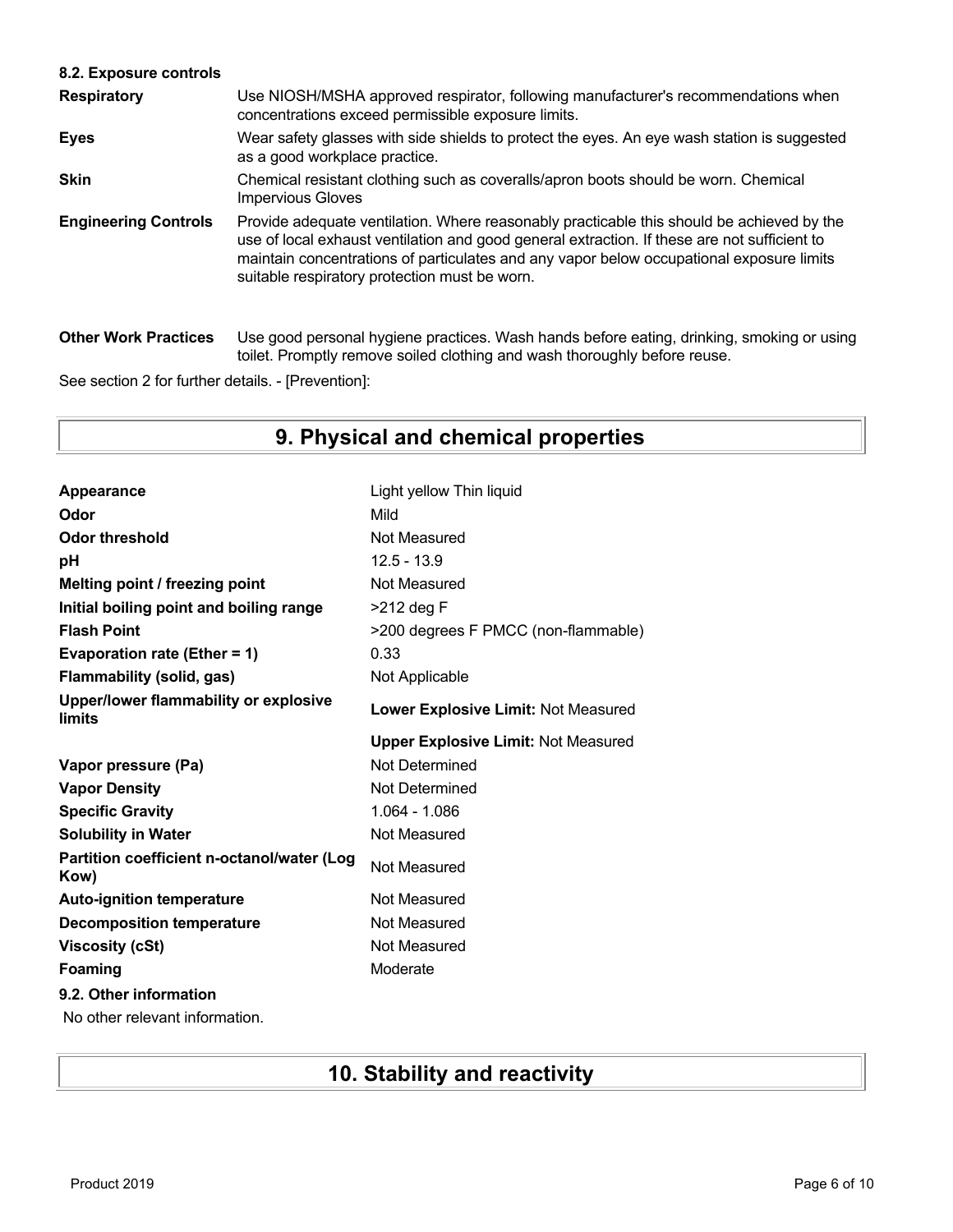**8.2. Exposure controls**

| | |
|---|---|
| **Respiratory** | Use NIOSH/MSHA approved respirator, following manufacturer's recommendations when concentrations exceed permissible exposure limits. |
| **Eyes** | Wear safety glasses with side shields to protect the eyes. An eye wash station is suggested as a good workplace practice. |
| **Skin** | Chemical resistant clothing such as coveralls/apron boots should be worn. Chemical Impervious Gloves |
| **Engineering Controls** | Provide adequate ventilation. Where reasonably practicable this should be achieved by the use of local exhaust ventilation and good general extraction. If these are not sufficient to maintain concentrations of particulates and any vapor below occupational exposure limits suitable respiratory protection must be worn. |
| **Other Work Practices** | Use good personal hygiene practices. Wash hands before eating, drinking, smoking or using toilet. Promptly remove soiled clothing and wash thoroughly before reuse. |

See section 2 for further details. - [Prevention]:

## 9. Physical and chemical properties

| | |
|---|---|
| **Appearance** | Light yellow Thin liquid |
| **Odor** | Mild |
| **Odor threshold** | Not Measured |
| **pH** | 12.5 - 13.9 |
| **Melting point / freezing point** | Not Measured |
| **Initial boiling point and boiling range** | >212 deg F |
| **Flash Point** | >200 degrees F PMCC (non-flammable) |
| **Evaporation rate (Ether = 1)** | 0.33 |
| **Flammability (solid, gas)** | Not Applicable |
| **Upper/lower flammability or explosive limits** | **Lower Explosive Limit:** Not Measured |
| | **Upper Explosive Limit:** Not Measured |
| **Vapor pressure (Pa)** | Not Determined |
| **Vapor Density** | Not Determined |
| **Specific Gravity** | 1.064 - 1.086 |
| **Solubility in Water** | Not Measured |
| **Partition coefficient n-octanol/water (Log Kow)** | Not Measured |
| **Auto-ignition temperature** | Not Measured |
| **Decomposition temperature** | Not Measured |
| **Viscosity (cSt)** | Not Measured |
| **Foaming** | Moderate |

**9.2. Other information**

No other relevant information.

## 10. Stability and reactivity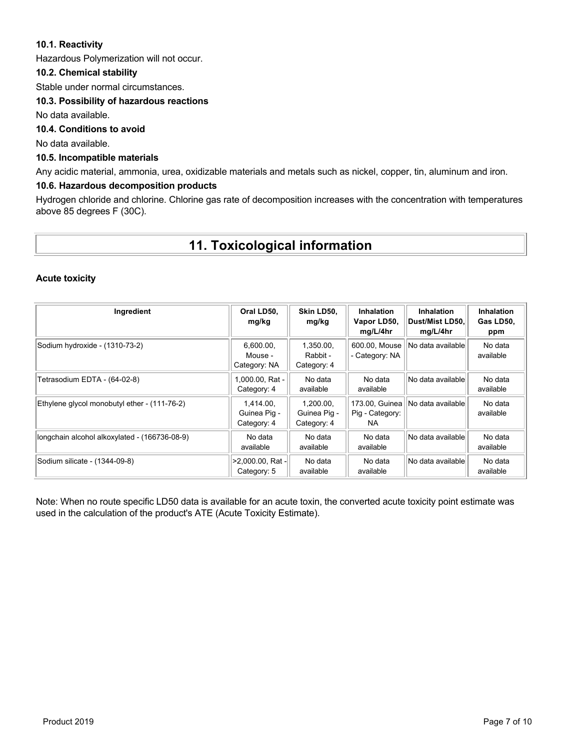### 10.1. Reactivity

Hazardous Polymerization will not occur.

### 10.2. Chemical stability

Stable under normal circumstances.

### 10.3. Possibility of hazardous reactions

No data available.

### 10.4. Conditions to avoid

No data available.

### 10.5. Incompatible materials

Any acidic material, ammonia, urea, oxidizable materials and metals such as nickel, copper, tin, aluminum and iron.

### 10.6. Hazardous decomposition products

Hydrogen chloride and chlorine. Chlorine gas rate of decomposition increases with the concentration with temperatures above 85 degrees F (30C).

# 11. Toxicological information

**Acute toxicity**

| Ingredient | Oral LD50, mg/kg | Skin LD50, mg/kg | Inhalation Vapor LD50, mg/L/4hr | Inhalation Dust/Mist LD50, mg/L/4hr | Inhalation Gas LD50, ppm |
|---|---|---|---|---|---|
| Sodium hydroxide - (1310-73-2) | 6,600.00, Mouse - Category: NA | 1,350.00, Rabbit - Category: 4 | 600.00, Mouse - Category: NA | No data available | No data available |
| Tetrasodium EDTA - (64-02-8) | 1,000.00, Rat - Category: 4 | No data available | No data available | No data available | No data available |
| Ethylene glycol monobutyl ether - (111-76-2) | 1,414.00, Guinea Pig - Category: 4 | 1,200.00, Guinea Pig - Category: 4 | 173.00, Guinea Pig - Category: NA | No data available | No data available |
| longchain alcohol alkoxylated - (166736-08-9) | No data available | No data available | No data available | No data available | No data available |
| Sodium silicate - (1344-09-8) | >2,000.00, Rat - Category: 5 | No data available | No data available | No data available | No data available |

Note: When no route specific LD50 data is available for an acute toxin, the converted acute toxicity point estimate was used in the calculation of the product's ATE (Acute Toxicity Estimate).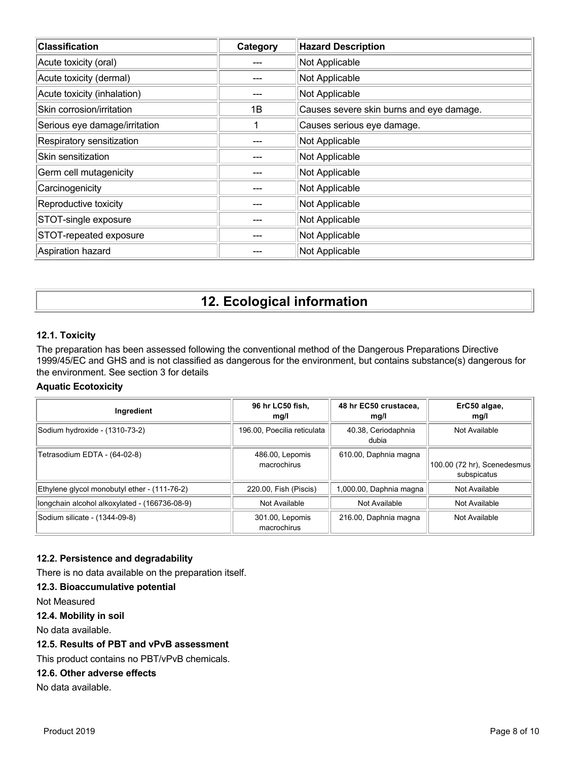| Classification | Category | Hazard Description |
| --- | --- | --- |
| Acute toxicity (oral) | --- | Not Applicable |
| Acute toxicity (dermal) | --- | Not Applicable |
| Acute toxicity (inhalation) | --- | Not Applicable |
| Skin corrosion/irritation | 1B | Causes severe skin burns and eye damage. |
| Serious eye damage/irritation | 1 | Causes serious eye damage. |
| Respiratory sensitization | --- | Not Applicable |
| Skin sensitization | --- | Not Applicable |
| Germ cell mutagenicity | --- | Not Applicable |
| Carcinogenicity | --- | Not Applicable |
| Reproductive toxicity | --- | Not Applicable |
| STOT-single exposure | --- | Not Applicable |
| STOT-repeated exposure | --- | Not Applicable |
| Aspiration hazard | --- | Not Applicable |

# 12. Ecological information

### 12.1. Toxicity

The preparation has been assessed following the conventional method of the Dangerous Preparations Directive 1999/45/EC and GHS and is not classified as dangerous for the environment, but contains substance(s) dangerous for the environment. See section 3 for details

**Aquatic Ecotoxicity**

| Ingredient | 96 hr LC50 fish, mg/l | 48 hr EC50 crustacea, mg/l | ErC50 algae, mg/l |
| --- | --- | --- | --- |
| Sodium hydroxide - (1310-73-2) | 196.00, Poecilia reticulata | 40.38, Ceriodaphnia dubia | Not Available |
| Tetrasodium EDTA - (64-02-8) | 486.00, Lepomis macrochirus | 610.00, Daphnia magna | 100.00 (72 hr), Scenedesmus subspicatus |
| Ethylene glycol monobutyl ether - (111-76-2) | 220.00, Fish (Piscis) | 1,000.00, Daphnia magna | Not Available |
| longchain alcohol alkoxylated - (166736-08-9) | Not Available | Not Available | Not Available |
| Sodium silicate - (1344-09-8) | 301.00, Lepomis macrochirus | 216.00, Daphnia magna | Not Available |

### 12.2. Persistence and degradability

There is no data available on the preparation itself.

### 12.3. Bioaccumulative potential

Not Measured

### 12.4. Mobility in soil

No data available.

### 12.5. Results of PBT and vPvB assessment

This product contains no PBT/vPvB chemicals.

### 12.6. Other adverse effects

No data available.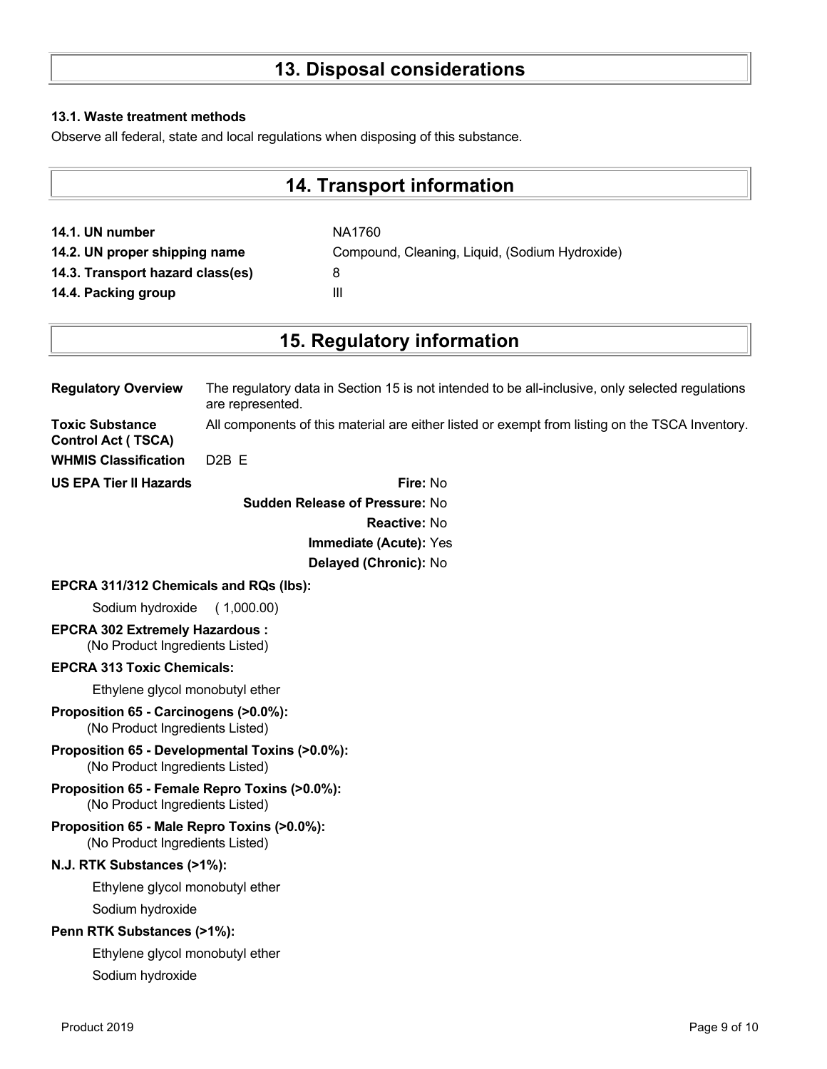# 13. Disposal considerations

**13.1. Waste treatment methods**

Observe all federal, state and local regulations when disposing of this substance.

# 14. Transport information

| | |
|---|---|
| **14.1. UN number** | NA1760 |
| **14.2. UN proper shipping name** | Compound, Cleaning, Liquid, (Sodium Hydroxide) |
| **14.3. Transport hazard class(es)** | 8 |
| **14.4. Packing group** | III |

# 15. Regulatory information

**Regulatory Overview** The regulatory data in Section 15 is not intended to be all-inclusive, only selected regulations are represented.

**Toxic Substance Control Act ( TSCA)** All components of this material are either listed or exempt from listing on the TSCA Inventory.

**WHMIS Classification** D2B E

**US EPA Tier II Hazards**

**Fire:** No

**Sudden Release of Pressure:** No

**Reactive:** No

**Immediate (Acute):** Yes

**Delayed (Chronic):** No

**EPCRA 311/312 Chemicals and RQs (lbs):**

Sodium hydroxide ( 1,000.00)

**EPCRA 302 Extremely Hazardous :**
(No Product Ingredients Listed)

**EPCRA 313 Toxic Chemicals:**

Ethylene glycol monobutyl ether

**Proposition 65 - Carcinogens (>0.0%):**
(No Product Ingredients Listed)

**Proposition 65 - Developmental Toxins (>0.0%):**
(No Product Ingredients Listed)

**Proposition 65 - Female Repro Toxins (>0.0%):**
(No Product Ingredients Listed)

**Proposition 65 - Male Repro Toxins (>0.0%):**
(No Product Ingredients Listed)

**N.J. RTK Substances (>1%):**

Ethylene glycol monobutyl ether

Sodium hydroxide

**Penn RTK Substances (>1%):**

Ethylene glycol monobutyl ether

Sodium hydroxide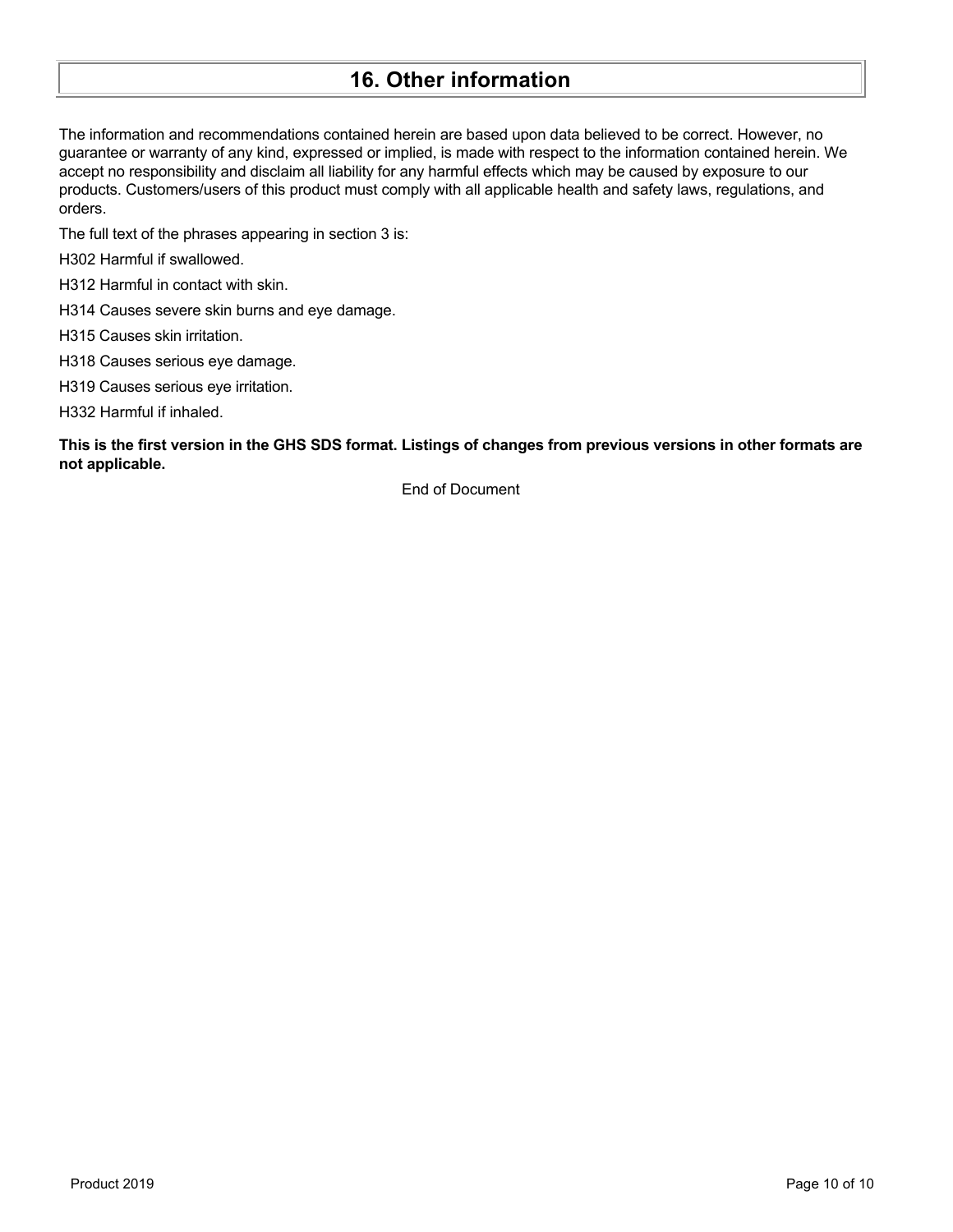## 16. Other information

The information and recommendations contained herein are based upon data believed to be correct. However, no guarantee or warranty of any kind, expressed or implied, is made with respect to the information contained herein. We accept no responsibility and disclaim all liability for any harmful effects which may be caused by exposure to our products. Customers/users of this product must comply with all applicable health and safety laws, regulations, and orders.

The full text of the phrases appearing in section 3 is:

H302 Harmful if swallowed.

H312 Harmful in contact with skin.

H314 Causes severe skin burns and eye damage.

H315 Causes skin irritation.

H318 Causes serious eye damage.

H319 Causes serious eye irritation.

H332 Harmful if inhaled.

**This is the first version in the GHS SDS format. Listings of changes from previous versions in other formats are not applicable.**

End of Document